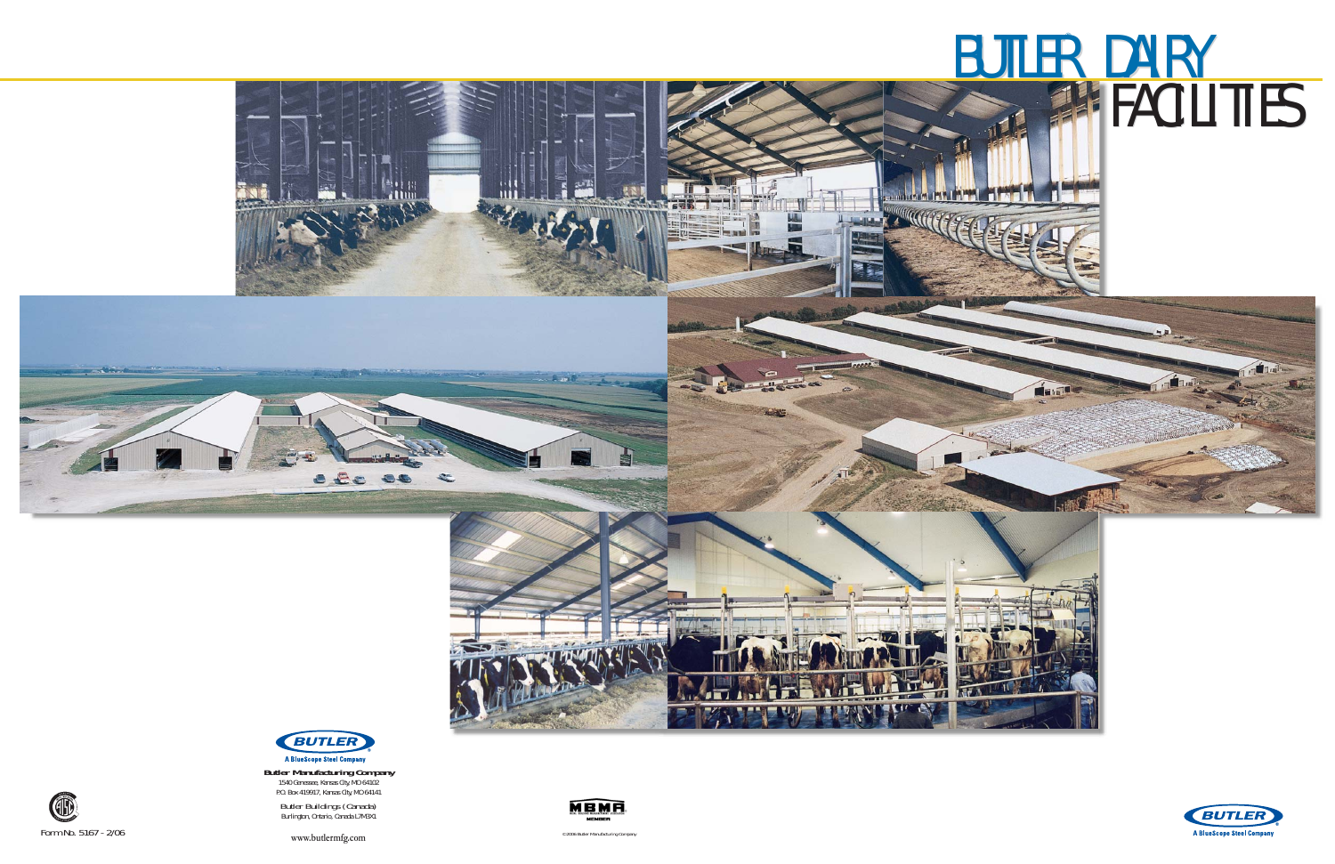# BUTLER DAIRY FACILITIES

BUTLER®

A BlueScope Steel Company

**Butler Manufacturing Company**

1540 Genessee, Kansas City, MO 64102
P.O. Box 419917, Kansas City, MO 64141

Butler Buildings (Canada)
Burlington, Ontario, Canada L7M3X1

www.butlermfg.com

Form No. 5167 - 2/06

MBMA MEMBER

©2006 Butler Manufacturing Company

BUTLER®

A BlueScope Steel Company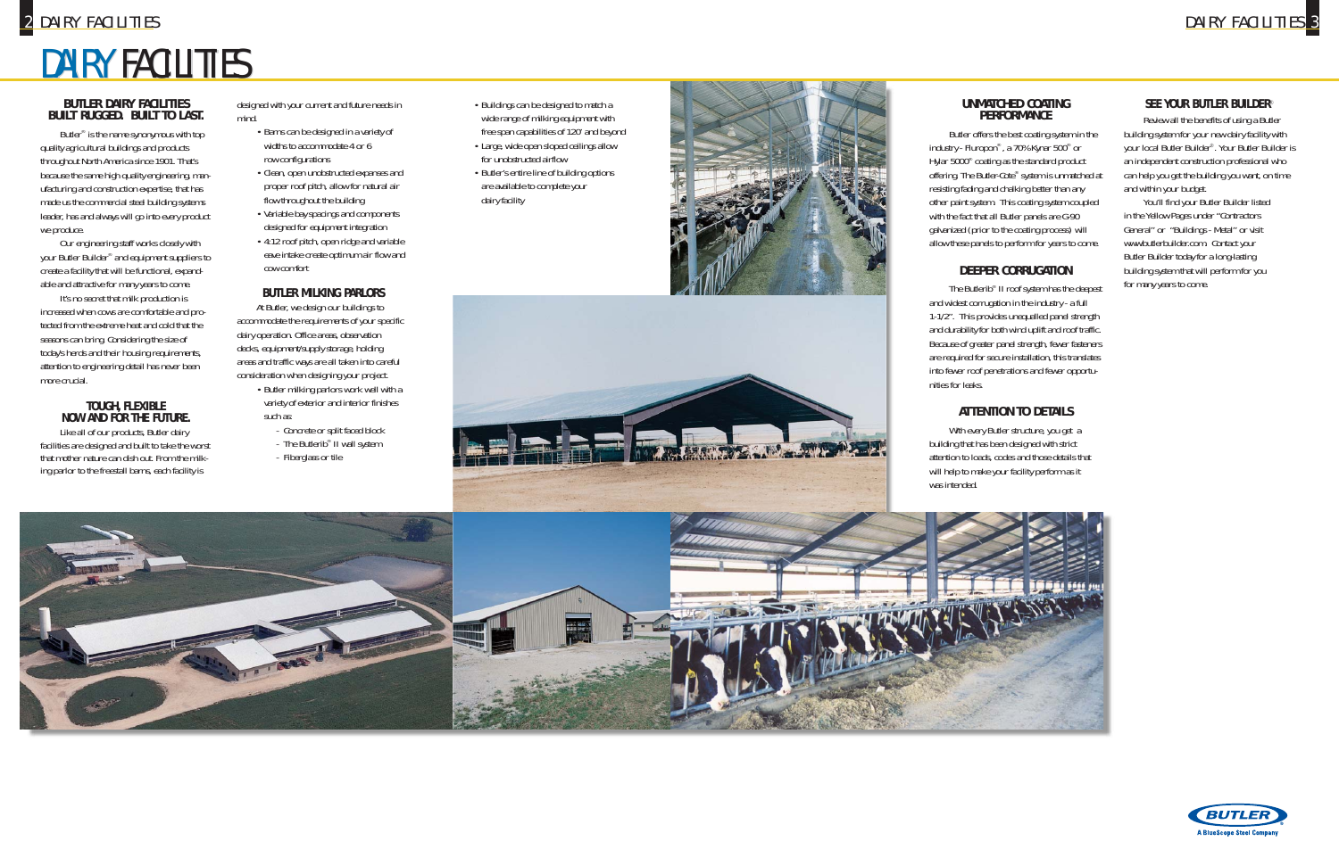# DAIRY FACILITIES

## BUTLER DAIRY FACILITIES BUILT RUGGED. BUILT TO LAST.

Butler® is the name synonymous with top quality agricultural buildings and products throughout North America since 1901. That's because the same high quality engineering, manufacturing and construction expertise, that has made us the commercial steel building systems leader, has and always will go into every product we produce.

Our engineering staff works closely with your Butler Builder® and equipment suppliers to create a facility that will be functional, expandable and attractive for many years to come.

It's no secret that milk production is increased when cows are comfortable and protected from the extreme heat and cold that the seasons can bring. Considering the size of today's herds and their housing requirements, attention to engineering detail has never been more crucial.

## TOUGH, FLEXIBLE NOW AND FOR THE FUTURE.

Like all of our products, Butler dairy facilities are designed and built to take the worst that mother nature can dish out. From the milking parlor to the freestall barns, each facility is designed with your current and future needs in mind.

- Barns can be designed in a variety of widths to accommodate 4 or 6 row configurations
- Clean, open unobstructed expanses and proper roof pitch, allow for natural air flow throughout the building
- Variable bay spacings and components designed for equipment integration
- 4:12 roof pitch, open ridge and variable eave intake create optimum air flow and cow comfort

## BUTLER MILKING PARLORS

At Butler, we design our buildings to accommodate the requirements of your specific dairy operation. Office areas, observation decks, equipment/supply storage, holding areas and traffic ways are all taken into careful consideration when designing your project.

- Butler milking parlors work well with a variety of exterior and interior finishes such as:
  - Concrete or split faced block
  - The Butlerib® II wall system
  - Fiberglass or tile
- Buildings can be designed to match a wide range of milking equipment with free span capabilities of 120' and beyond
- Large, wide open sloped ceilings allow for unobstructed airflow
- Butler's entire line of building options are available to complete your dairy facility

## UNMATCHED COATING PERFORMANCE

Butler offers the best coating system in the industry - Fluropon®, a 70% Kynar 500® or Hylar 5000® coating as the standard product offering. The Butler-Cote® system is unmatched at resisting fading and chalking better than any other paint system. This coating system coupled with the fact that all Butler panels are G-90 galvanized (prior to the coating process) will allow these panels to perform for years to come.

## DEEPER CORRUGATION

The Butlerib® II roof system has the deepest and widest corrugation in the industry - a full 1-1/2". This provides unequalled panel strength and durability for both wind uplift and roof traffic. Because of greater panel strength, fewer fasteners are required for secure installation, this translates into fewer roof penetrations and fewer opportunities for leaks.

## ATTENTION TO DETAILS

With every Butler structure, you get a building that has been designed with strict attention to loads, codes and those details that will help to make your facility perform as it was intended.

## SEE YOUR BUTLER BUILDER®

Review all the benefits of using a Butler building system for your new dairy facility with your local Butler Builder®. Your Butler Builder is an independent construction professional who can help you get the building you want, on time and within your budget.

You'll find your Butler Builder listed in the Yellow Pages under "Contractors General" or "Buildings - Metal" or visit www.butlerbuilder.com. Contact your Butler Builder today for a long-lasting building system that will perform for you for many years to come.

BUTLER
A BlueScope Steel Company